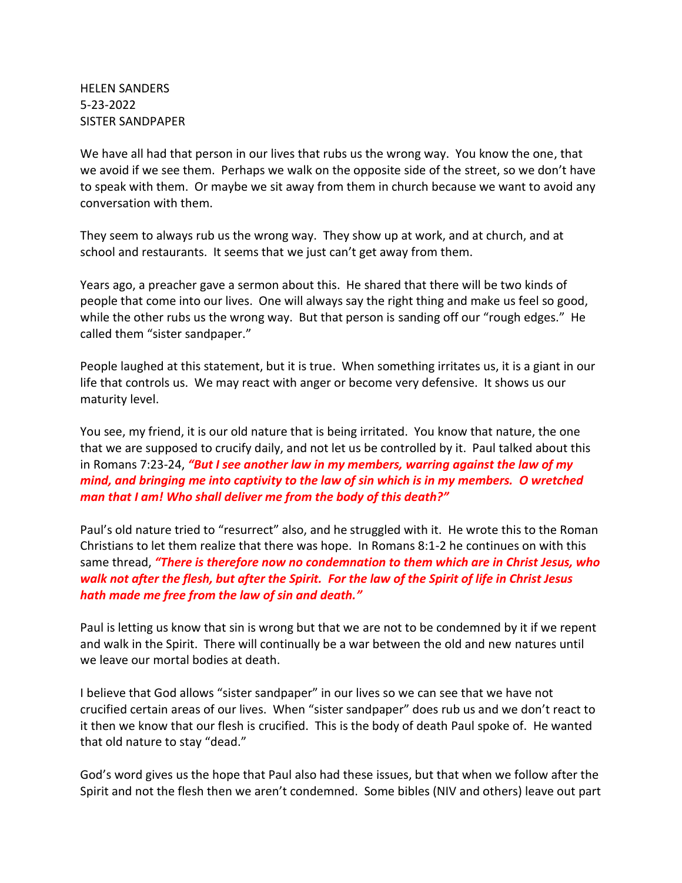HELEN SANDERS
5-23-2022
SISTER SANDPAPER

We have all had that person in our lives that rubs us the wrong way. You know the one, that we avoid if we see them. Perhaps we walk on the opposite side of the street, so we don't have to speak with them. Or maybe we sit away from them in church because we want to avoid any conversation with them.

They seem to always rub us the wrong way. They show up at work, and at church, and at school and restaurants. It seems that we just can't get away from them.

Years ago, a preacher gave a sermon about this. He shared that there will be two kinds of people that come into our lives. One will always say the right thing and make us feel so good, while the other rubs us the wrong way. But that person is sanding off our "rough edges." He called them "sister sandpaper."

People laughed at this statement, but it is true. When something irritates us, it is a giant in our life that controls us. We may react with anger or become very defensive. It shows us our maturity level.

You see, my friend, it is our old nature that is being irritated. You know that nature, the one that we are supposed to crucify daily, and not let us be controlled by it. Paul talked about this in Romans 7:23-24, ***"But I see another law in my members, warring against the law of my mind, and bringing me into captivity to the law of sin which is in my members. O wretched man that I am! Who shall deliver me from the body of this death?"***

Paul's old nature tried to "resurrect" also, and he struggled with it. He wrote this to the Roman Christians to let them realize that there was hope. In Romans 8:1-2 he continues on with this same thread, ***"There is therefore now no condemnation to them which are in Christ Jesus, who walk not after the flesh, but after the Spirit. For the law of the Spirit of life in Christ Jesus hath made me free from the law of sin and death."***

Paul is letting us know that sin is wrong but that we are not to be condemned by it if we repent and walk in the Spirit. There will continually be a war between the old and new natures until we leave our mortal bodies at death.

I believe that God allows "sister sandpaper" in our lives so we can see that we have not crucified certain areas of our lives. When "sister sandpaper" does rub us and we don't react to it then we know that our flesh is crucified. This is the body of death Paul spoke of. He wanted that old nature to stay "dead."

God's word gives us the hope that Paul also had these issues, but that when we follow after the Spirit and not the flesh then we aren't condemned. Some bibles (NIV and others) leave out part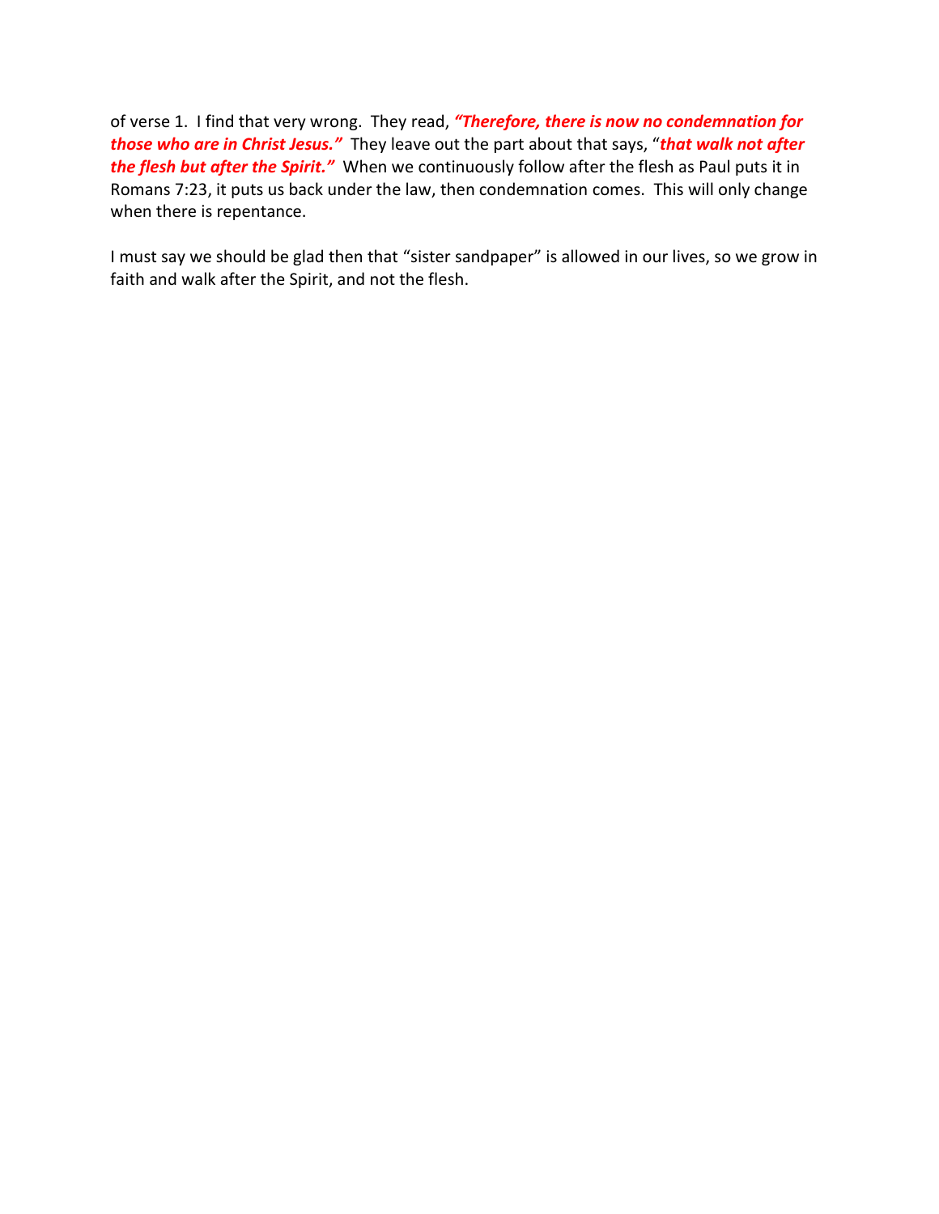of verse 1. I find that very wrong. They read, ***"Therefore, there is now no condemnation for those who are in Christ Jesus."*** They leave out the part about that says, "***that walk not after the flesh but after the Spirit."*** When we continuously follow after the flesh as Paul puts it in Romans 7:23, it puts us back under the law, then condemnation comes. This will only change when there is repentance.

I must say we should be glad then that "sister sandpaper" is allowed in our lives, so we grow in faith and walk after the Spirit, and not the flesh.